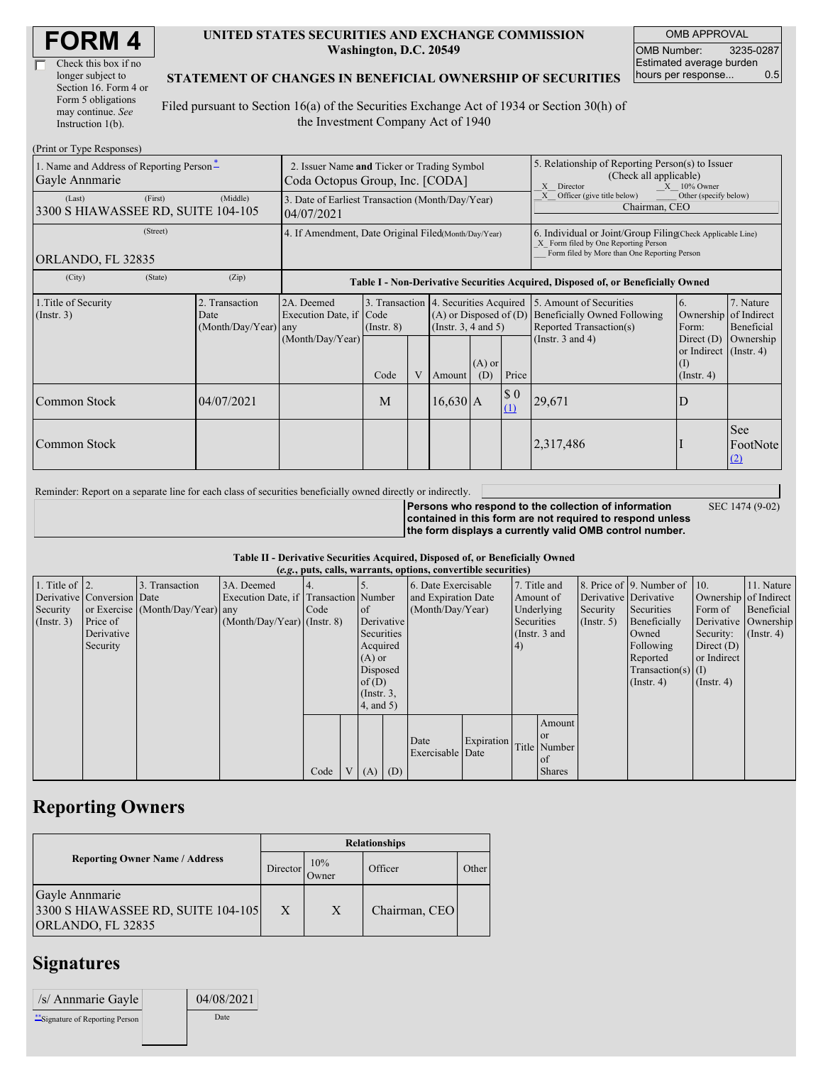# FORM 4

☐ Check this box if no longer subject to Section 16. Form 4 or Form 5 obligations may continue. *See* Instruction 1(b).

**UNITED STATES SECURITIES AND EXCHANGE COMMISSION**
**Washington, D.C. 20549**

**STATEMENT OF CHANGES IN BENEFICIAL OWNERSHIP OF SECURITIES**

Filed pursuant to Section 16(a) of the Securities Exchange Act of 1934 or Section 30(h) of the Investment Company Act of 1940

| OMB APPROVAL | |
|---|---|
| OMB Number: | 3235-0287 |
| Estimated average burden hours per response... | 0.5 |

(Print or Type Responses)

| 1. Name and Address of Reporting Person* | 2. Issuer Name and Ticker or Trading Symbol | 5. Relationship of Reporting Person(s) to Issuer (Check all applicable) |
|---|---|---|
| Gayle Annmarie | Coda Octopus Group, Inc. [CODA] | _X_ Director _X_ 10% Owner |
| (Last) (First) (Middle) 3300 S HIAWASSEE RD, SUITE 104-105 | 3. Date of Earliest Transaction (Month/Day/Year) 04/07/2021 | _X_ Officer (give title below) ___ Other (specify below) Chairman, CEO |
| (Street) ORLANDO, FL 32835 | 4. If Amendment, Date Original Filed(Month/Day/Year) | 6. Individual or Joint/Group Filing(Check Applicable Line) _X_ Form filed by One Reporting Person ___ Form filed by More than One Reporting Person |
| (City) (State) (Zip) | | |

**Table I - Non-Derivative Securities Acquired, Disposed of, or Beneficially Owned**

| 1.Title of Security (Instr. 3) | 2. Transaction Date (Month/Day/Year) | 2A. Deemed Execution Date, if any (Month/Day/Year) | 3. Transaction Code (Instr. 8) | | 4. Securities Acquired (A) or Disposed of (D) (Instr. 3, 4 and 5) | | | 5. Amount of Securities Beneficially Owned Following Reported Transaction(s) (Instr. 3 and 4) | 6. Ownership Form: Direct (D) or Indirect (I) (Instr. 4) | 7. Nature of Indirect Beneficial Ownership (Instr. 4) |
|---|---|---|---|---|---|---|---|---|---|---|
| | | | Code | V | Amount | (A) or (D) | Price | | | |
| Common Stock | 04/07/2021 | | M | | 16,630 | A | $ 0 (1) | 29,671 | D | |
| Common Stock | | | | | | | | 2,317,486 | I | See FootNote (2) |

Reminder: Report on a separate line for each class of securities beneficially owned directly or indirectly.

**Persons who respond to the collection of information contained in this form are not required to respond unless the form displays a currently valid OMB control number.** SEC 1474 (9-02)

**Table II - Derivative Securities Acquired, Disposed of, or Beneficially Owned**
**(*e.g.*, puts, calls, warrants, options, convertible securities)**

| 1. Title of Derivative Security (Instr. 3) | 2. Conversion or Exercise Price of Derivative Security | 3. Transaction Date (Month/Day/Year) | 3A. Deemed Execution Date, if any (Month/Day/Year) | 4. Transaction Code (Instr. 8) | | 5. Number of Derivative Securities Acquired (A) or Disposed of (D) (Instr. 3, 4, and 5) | | 6. Date Exercisable and Expiration Date (Month/Day/Year) | | 7. Title and Amount of Underlying Securities (Instr. 3 and 4) | | 8. Price of Derivative Security (Instr. 5) | 9. Number of Derivative Securities Beneficially Owned Following Reported Transaction(s) (Instr. 4) | 10. Ownership Form of Derivative Security: Direct (D) or Indirect (I) (Instr. 4) | 11. Nature of Indirect Beneficial Ownership (Instr. 4) |
|---|---|---|---|---|---|---|---|---|---|---|---|---|---|---|---|
| | | | | Code | V | (A) | (D) | Date Exercisable | Expiration Date | Title | Amount or Number of Shares | | | | |

## Reporting Owners

| Reporting Owner Name / Address | Relationships | | | |
|---|---|---|---|---|
| | Director | 10% Owner | Officer | Other |
| Gayle Annmarie 3300 S HIAWASSEE RD, SUITE 104-105 ORLANDO, FL 32835 | X | X | Chairman, CEO | |

## Signatures

| /s/ Annmarie Gayle | 04/08/2021 |
|---|---|
| **Signature of Reporting Person | Date |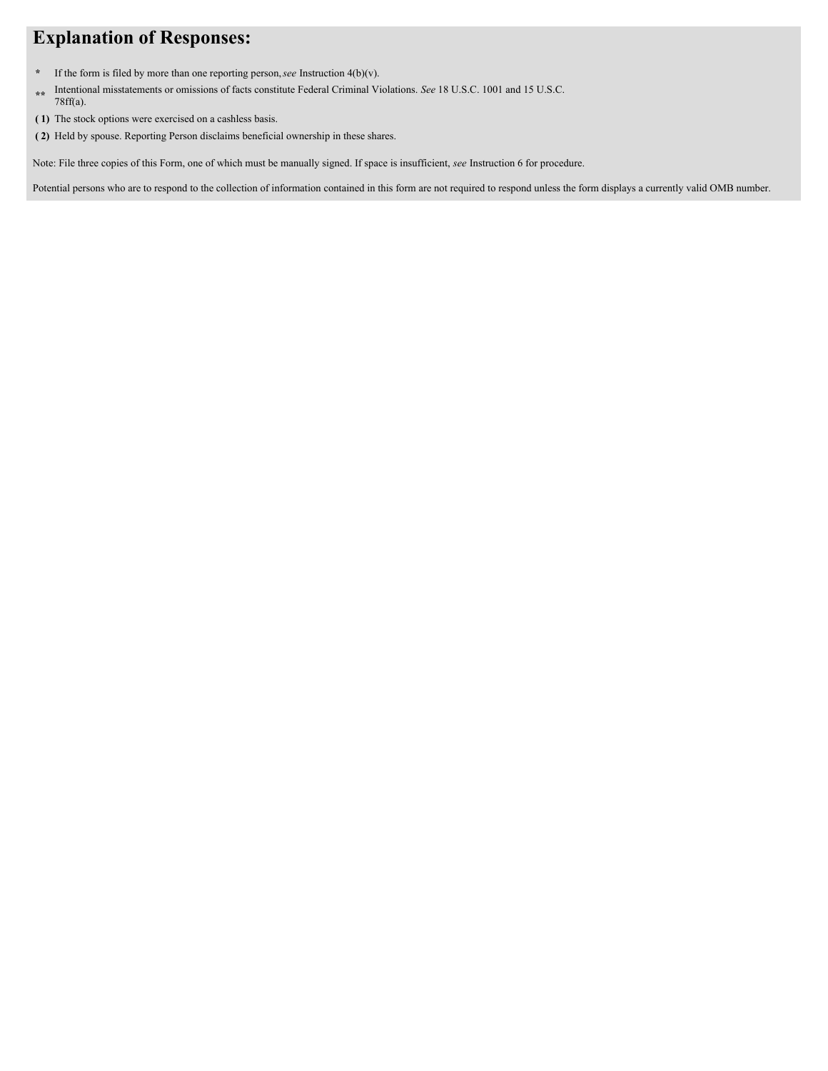# Explanation of Responses:

\* If the form is filed by more than one reporting person, *see* Instruction 4(b)(v).

\*\* Intentional misstatements or omissions of facts constitute Federal Criminal Violations. *See* 18 U.S.C. 1001 and 15 U.S.C. 78ff(a).

**( 1)** The stock options were exercised on a cashless basis.

**( 2)** Held by spouse. Reporting Person disclaims beneficial ownership in these shares.

Note: File three copies of this Form, one of which must be manually signed. If space is insufficient, *see* Instruction 6 for procedure.

Potential persons who are to respond to the collection of information contained in this form are not required to respond unless the form displays a currently valid OMB number.